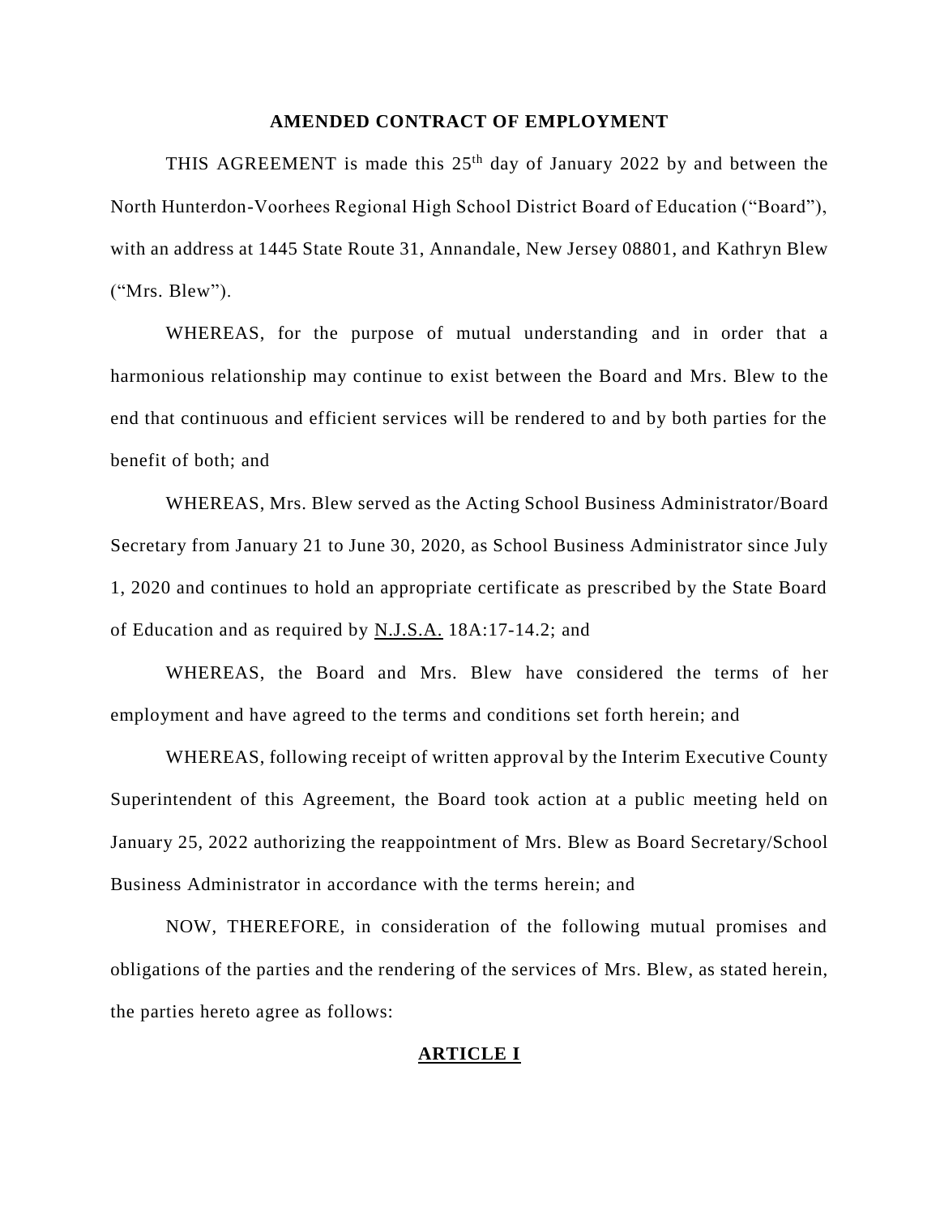# AMENDED CONTRACT OF EMPLOYMENT

THIS AGREEMENT is made this 25th day of January 2022 by and between the North Hunterdon-Voorhees Regional High School District Board of Education ("Board"), with an address at 1445 State Route 31, Annandale, New Jersey 08801, and Kathryn Blew ("Mrs. Blew").

WHEREAS, for the purpose of mutual understanding and in order that a harmonious relationship may continue to exist between the Board and Mrs. Blew to the end that continuous and efficient services will be rendered to and by both parties for the benefit of both; and

WHEREAS, Mrs. Blew served as the Acting School Business Administrator/Board Secretary from January 21 to June 30, 2020, as School Business Administrator since July 1, 2020 and continues to hold an appropriate certificate as prescribed by the State Board of Education and as required by N.J.S.A. 18A:17-14.2; and

WHEREAS, the Board and Mrs. Blew have considered the terms of her employment and have agreed to the terms and conditions set forth herein; and

WHEREAS, following receipt of written approval by the Interim Executive County Superintendent of this Agreement, the Board took action at a public meeting held on January 25, 2022 authorizing the reappointment of Mrs. Blew as Board Secretary/School Business Administrator in accordance with the terms herein; and

NOW, THEREFORE, in consideration of the following mutual promises and obligations of the parties and the rendering of the services of Mrs. Blew, as stated herein, the parties hereto agree as follows:

## ARTICLE I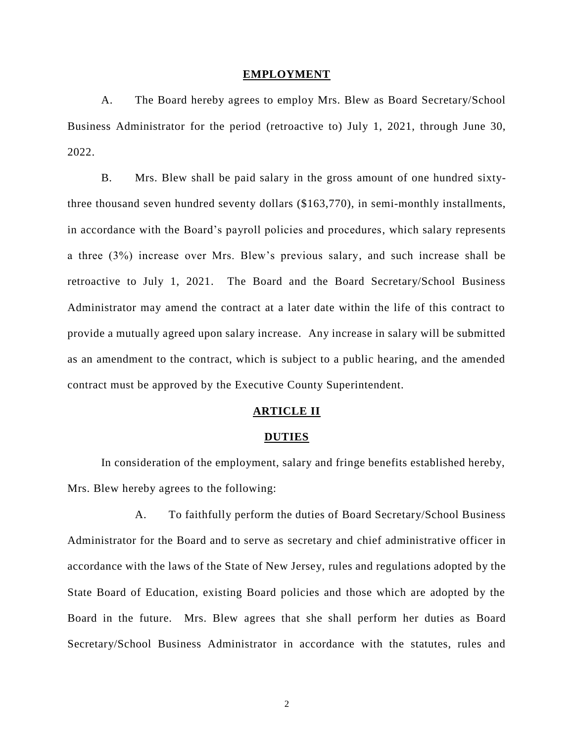## EMPLOYMENT

A. The Board hereby agrees to employ Mrs. Blew as Board Secretary/School Business Administrator for the period (retroactive to) July 1, 2021, through June 30, 2022.

B. Mrs. Blew shall be paid salary in the gross amount of one hundred sixty-three thousand seven hundred seventy dollars ($163,770), in semi-monthly installments, in accordance with the Board's payroll policies and procedures, which salary represents a three (3%) increase over Mrs. Blew's previous salary, and such increase shall be retroactive to July 1, 2021. The Board and the Board Secretary/School Business Administrator may amend the contract at a later date within the life of this contract to provide a mutually agreed upon salary increase. Any increase in salary will be submitted as an amendment to the contract, which is subject to a public hearing, and the amended contract must be approved by the Executive County Superintendent.

## ARTICLE II

## DUTIES

In consideration of the employment, salary and fringe benefits established hereby, Mrs. Blew hereby agrees to the following:

A. To faithfully perform the duties of Board Secretary/School Business Administrator for the Board and to serve as secretary and chief administrative officer in accordance with the laws of the State of New Jersey, rules and regulations adopted by the State Board of Education, existing Board policies and those which are adopted by the Board in the future. Mrs. Blew agrees that she shall perform her duties as Board Secretary/School Business Administrator in accordance with the statutes, rules and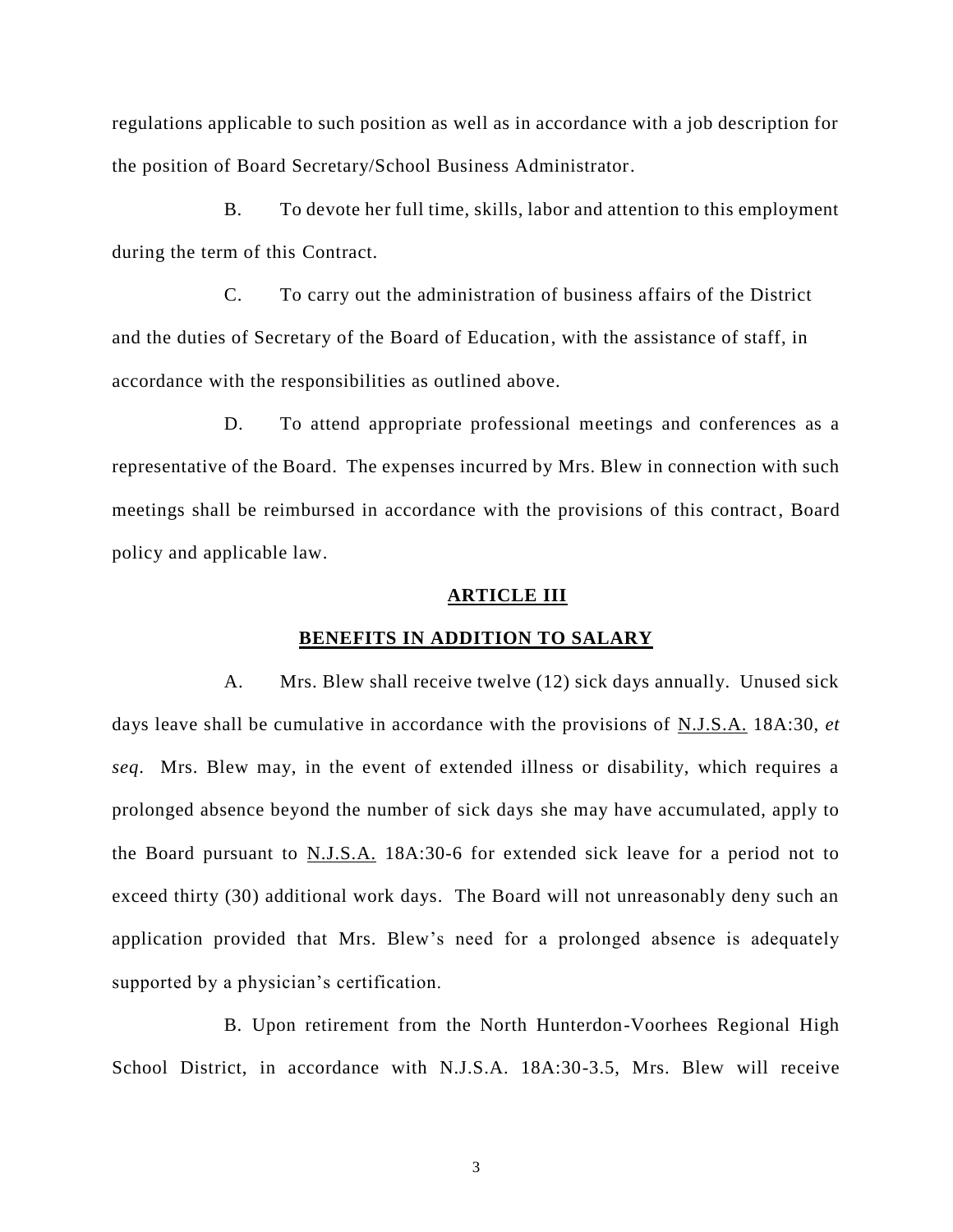regulations applicable to such position as well as in accordance with a job description for the position of Board Secretary/School Business Administrator.

B. To devote her full time, skills, labor and attention to this employment during the term of this Contract.

C. To carry out the administration of business affairs of the District and the duties of Secretary of the Board of Education, with the assistance of staff, in accordance with the responsibilities as outlined above.

D. To attend appropriate professional meetings and conferences as a representative of the Board. The expenses incurred by Mrs. Blew in connection with such meetings shall be reimbursed in accordance with the provisions of this contract, Board policy and applicable law.

## ARTICLE III

## BENEFITS IN ADDITION TO SALARY

A. Mrs. Blew shall receive twelve (12) sick days annually. Unused sick days leave shall be cumulative in accordance with the provisions of N.J.S.A. 18A:30, *et seq*. Mrs. Blew may, in the event of extended illness or disability, which requires a prolonged absence beyond the number of sick days she may have accumulated, apply to the Board pursuant to N.J.S.A. 18A:30-6 for extended sick leave for a period not to exceed thirty (30) additional work days. The Board will not unreasonably deny such an application provided that Mrs. Blew's need for a prolonged absence is adequately supported by a physician's certification.

B. Upon retirement from the North Hunterdon-Voorhees Regional High School District, in accordance with N.J.S.A. 18A:30-3.5, Mrs. Blew will receive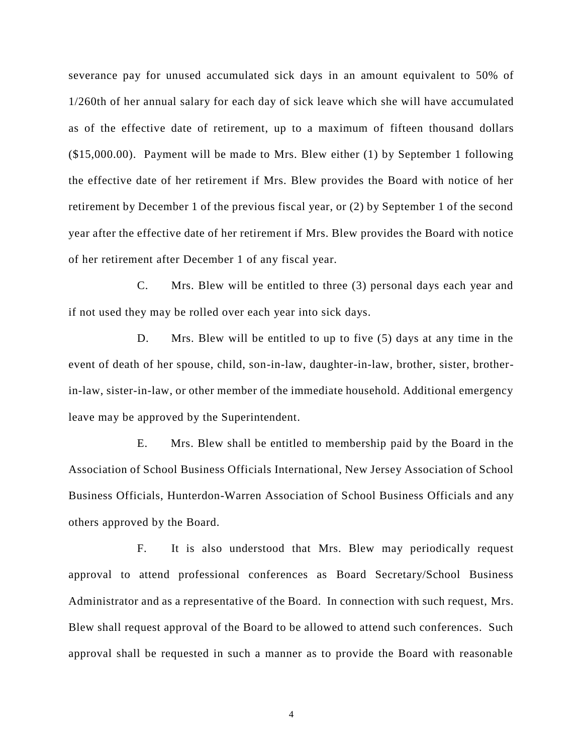severance pay for unused accumulated sick days in an amount equivalent to 50% of 1/260th of her annual salary for each day of sick leave which she will have accumulated as of the effective date of retirement, up to a maximum of fifteen thousand dollars ($15,000.00). Payment will be made to Mrs. Blew either (1) by September 1 following the effective date of her retirement if Mrs. Blew provides the Board with notice of her retirement by December 1 of the previous fiscal year, or (2) by September 1 of the second year after the effective date of her retirement if Mrs. Blew provides the Board with notice of her retirement after December 1 of any fiscal year.

C. Mrs. Blew will be entitled to three (3) personal days each year and if not used they may be rolled over each year into sick days.

D. Mrs. Blew will be entitled to up to five (5) days at any time in the event of death of her spouse, child, son-in-law, daughter-in-law, brother, sister, brother-in-law, sister-in-law, or other member of the immediate household. Additional emergency leave may be approved by the Superintendent.

E. Mrs. Blew shall be entitled to membership paid by the Board in the Association of School Business Officials International, New Jersey Association of School Business Officials, Hunterdon-Warren Association of School Business Officials and any others approved by the Board.

F. It is also understood that Mrs. Blew may periodically request approval to attend professional conferences as Board Secretary/School Business Administrator and as a representative of the Board. In connection with such request, Mrs. Blew shall request approval of the Board to be allowed to attend such conferences. Such approval shall be requested in such a manner as to provide the Board with reasonable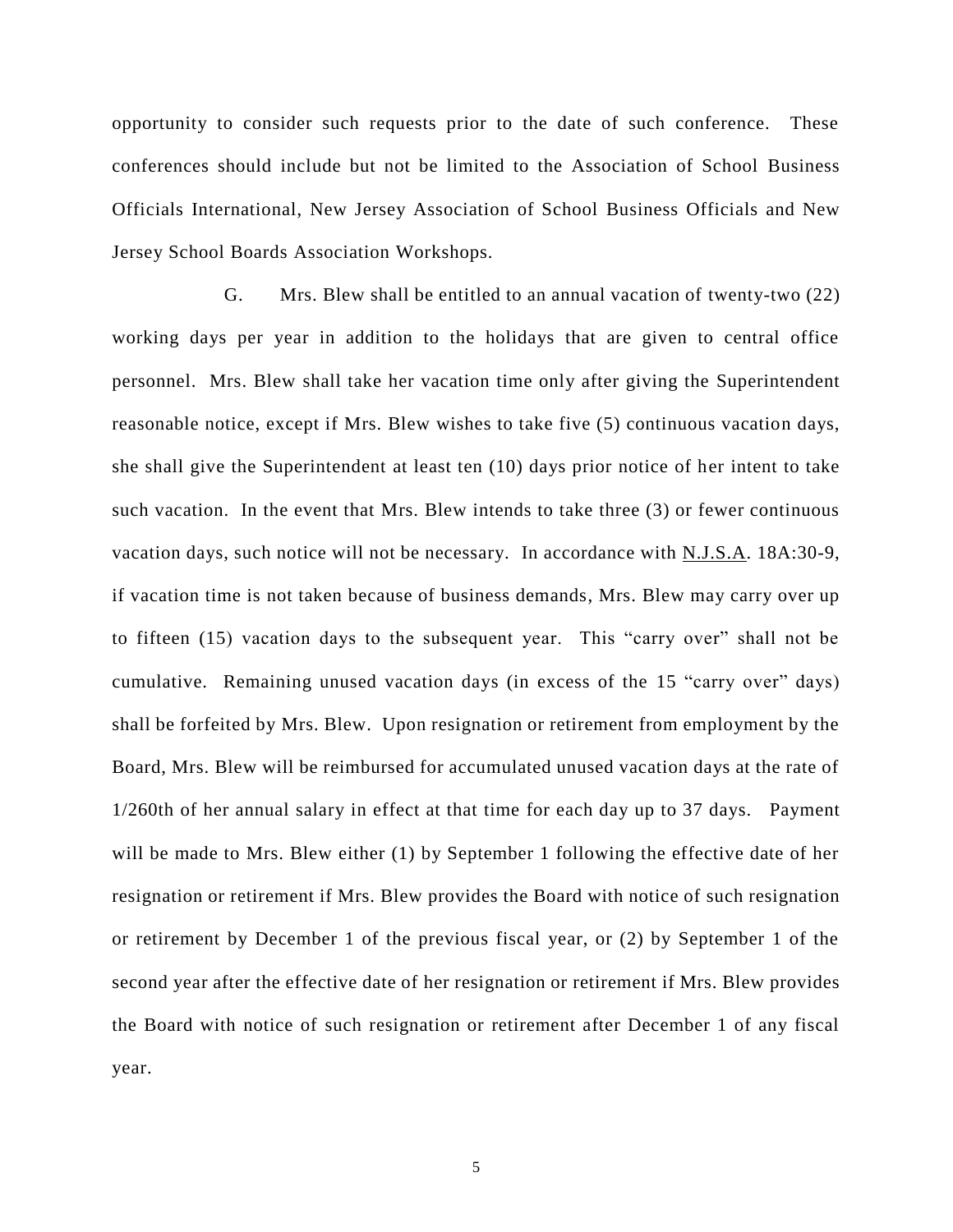opportunity to consider such requests prior to the date of such conference. These conferences should include but not be limited to the Association of School Business Officials International, New Jersey Association of School Business Officials and New Jersey School Boards Association Workshops.

G. Mrs. Blew shall be entitled to an annual vacation of twenty-two (22) working days per year in addition to the holidays that are given to central office personnel. Mrs. Blew shall take her vacation time only after giving the Superintendent reasonable notice, except if Mrs. Blew wishes to take five (5) continuous vacation days, she shall give the Superintendent at least ten (10) days prior notice of her intent to take such vacation. In the event that Mrs. Blew intends to take three (3) or fewer continuous vacation days, such notice will not be necessary. In accordance with N.J.S.A. 18A:30-9, if vacation time is not taken because of business demands, Mrs. Blew may carry over up to fifteen (15) vacation days to the subsequent year. This "carry over" shall not be cumulative. Remaining unused vacation days (in excess of the 15 "carry over" days) shall be forfeited by Mrs. Blew. Upon resignation or retirement from employment by the Board, Mrs. Blew will be reimbursed for accumulated unused vacation days at the rate of 1/260th of her annual salary in effect at that time for each day up to 37 days. Payment will be made to Mrs. Blew either (1) by September 1 following the effective date of her resignation or retirement if Mrs. Blew provides the Board with notice of such resignation or retirement by December 1 of the previous fiscal year, or (2) by September 1 of the second year after the effective date of her resignation or retirement if Mrs. Blew provides the Board with notice of such resignation or retirement after December 1 of any fiscal year.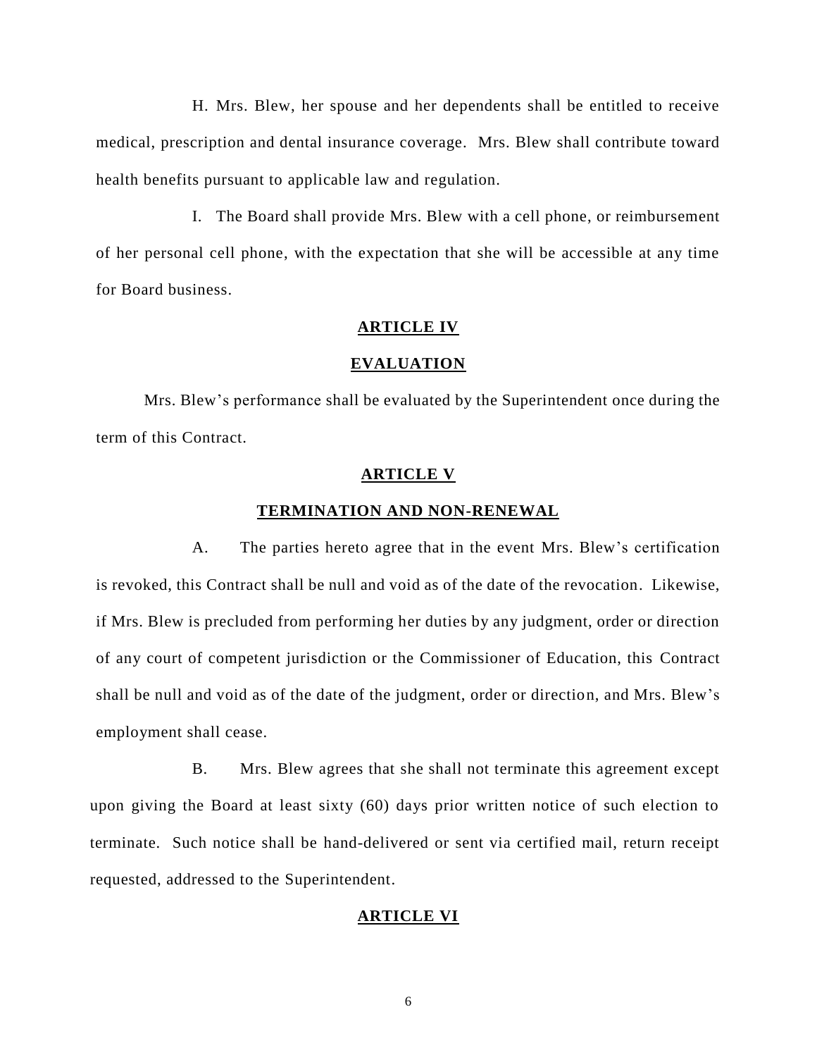H. Mrs. Blew, her spouse and her dependents shall be entitled to receive medical, prescription and dental insurance coverage. Mrs. Blew shall contribute toward health benefits pursuant to applicable law and regulation.

I. The Board shall provide Mrs. Blew with a cell phone, or reimbursement of her personal cell phone, with the expectation that she will be accessible at any time for Board business.

## ARTICLE IV

## EVALUATION

Mrs. Blew's performance shall be evaluated by the Superintendent once during the term of this Contract.

## ARTICLE V

## TERMINATION AND NON-RENEWAL

A. The parties hereto agree that in the event Mrs. Blew's certification is revoked, this Contract shall be null and void as of the date of the revocation. Likewise, if Mrs. Blew is precluded from performing her duties by any judgment, order or direction of any court of competent jurisdiction or the Commissioner of Education, this Contract shall be null and void as of the date of the judgment, order or direction, and Mrs. Blew's employment shall cease.

B. Mrs. Blew agrees that she shall not terminate this agreement except upon giving the Board at least sixty (60) days prior written notice of such election to terminate. Such notice shall be hand-delivered or sent via certified mail, return receipt requested, addressed to the Superintendent.

## ARTICLE VI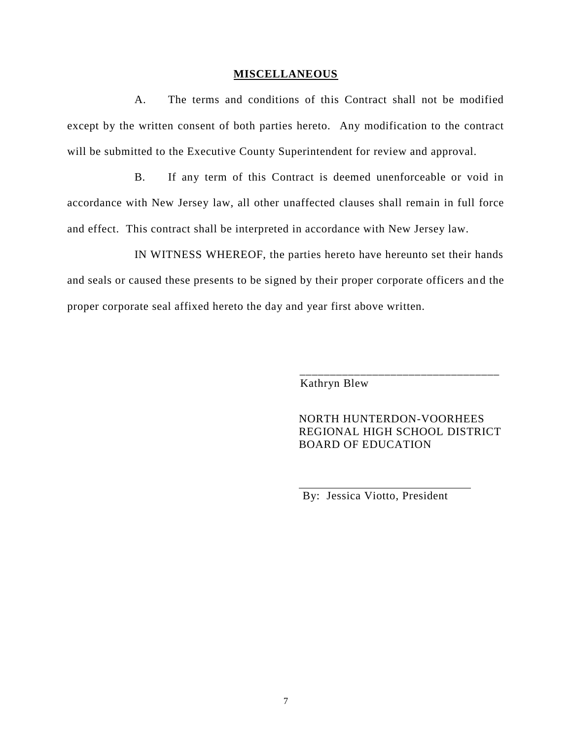**MISCELLANEOUS**

A. The terms and conditions of this Contract shall not be modified except by the written consent of both parties hereto. Any modification to the contract will be submitted to the Executive County Superintendent for review and approval.

B. If any term of this Contract is deemed unenforceable or void in accordance with New Jersey law, all other unaffected clauses shall remain in full force and effect. This contract shall be interpreted in accordance with New Jersey law.

IN WITNESS WHEREOF, the parties hereto have hereunto set their hands and seals or caused these presents to be signed by their proper corporate officers and the proper corporate seal affixed hereto the day and year first above written.

\_\_\_\_\_\_\_\_\_\_\_\_\_\_\_\_\_\_\_\_\_\_\_\_\_\_\_\_\_\_\_\_\_\_
Kathryn Blew

NORTH HUNTERDON-VOORHEES
REGIONAL HIGH SCHOOL DISTRICT
BOARD OF EDUCATION

\_\_\_\_\_\_\_\_\_\_\_\_\_\_\_\_\_\_\_\_\_\_\_\_\_\_\_\_\_\_\_\_
By: Jessica Viotto, President